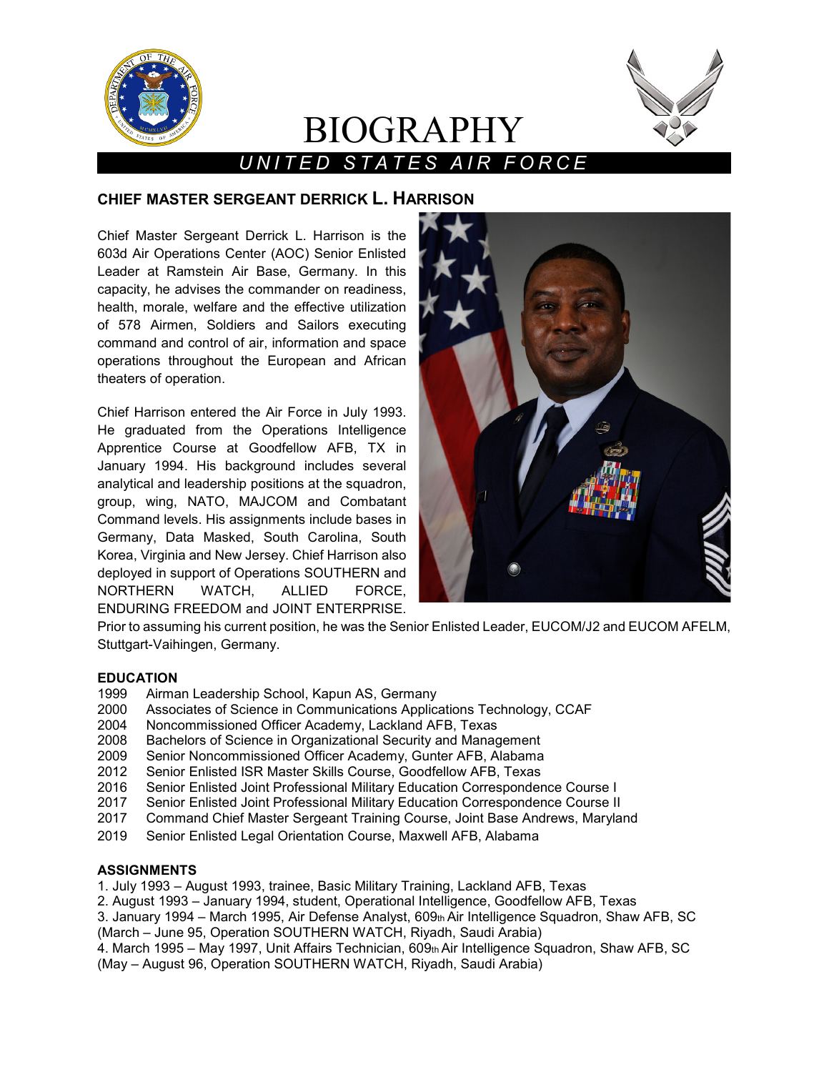# BIOGRAPHY

*UNITED STATES AIR FORCE*

## CHIEF MASTER SERGEANT DERRICK L. HARRISON

Chief Master Sergeant Derrick L. Harrison is the 603d Air Operations Center (AOC) Senior Enlisted Leader at Ramstein Air Base, Germany. In this capacity, he advises the commander on readiness, health, morale, welfare and the effective utilization of 578 Airmen, Soldiers and Sailors executing command and control of air, information and space operations throughout the European and African theaters of operation.

Chief Harrison entered the Air Force in July 1993. He graduated from the Operations Intelligence Apprentice Course at Goodfellow AFB, TX in January 1994. His background includes several analytical and leadership positions at the squadron, group, wing, NATO, MAJCOM and Combatant Command levels. His assignments include bases in Germany, Data Masked, South Carolina, South Korea, Virginia and New Jersey. Chief Harrison also deployed in support of Operations SOUTHERN and NORTHERN WATCH, ALLIED FORCE, ENDURING FREEDOM and JOINT ENTERPRISE. Prior to assuming his current position, he was the Senior Enlisted Leader, EUCOM/J2 and EUCOM AFELM, Stuttgart-Vaihingen, Germany.

### EDUCATION

1999 Airman Leadership School, Kapun AS, Germany
2000 Associates of Science in Communications Applications Technology, CCAF
2004 Noncommissioned Officer Academy, Lackland AFB, Texas
2008 Bachelors of Science in Organizational Security and Management
2009 Senior Noncommissioned Officer Academy, Gunter AFB, Alabama
2012 Senior Enlisted ISR Master Skills Course, Goodfellow AFB, Texas
2016 Senior Enlisted Joint Professional Military Education Correspondence Course I
2017 Senior Enlisted Joint Professional Military Education Correspondence Course II
2017 Command Chief Master Sergeant Training Course, Joint Base Andrews, Maryland
2019 Senior Enlisted Legal Orientation Course, Maxwell AFB, Alabama

### ASSIGNMENTS

1. July 1993 – August 1993, trainee, Basic Military Training, Lackland AFB, Texas
2. August 1993 – January 1994, student, Operational Intelligence, Goodfellow AFB, Texas
3. January 1994 – March 1995, Air Defense Analyst, 609th Air Intelligence Squadron, Shaw AFB, SC (March – June 95, Operation SOUTHERN WATCH, Riyadh, Saudi Arabia)
4. March 1995 – May 1997, Unit Affairs Technician, 609th Air Intelligence Squadron, Shaw AFB, SC (May – August 96, Operation SOUTHERN WATCH, Riyadh, Saudi Arabia)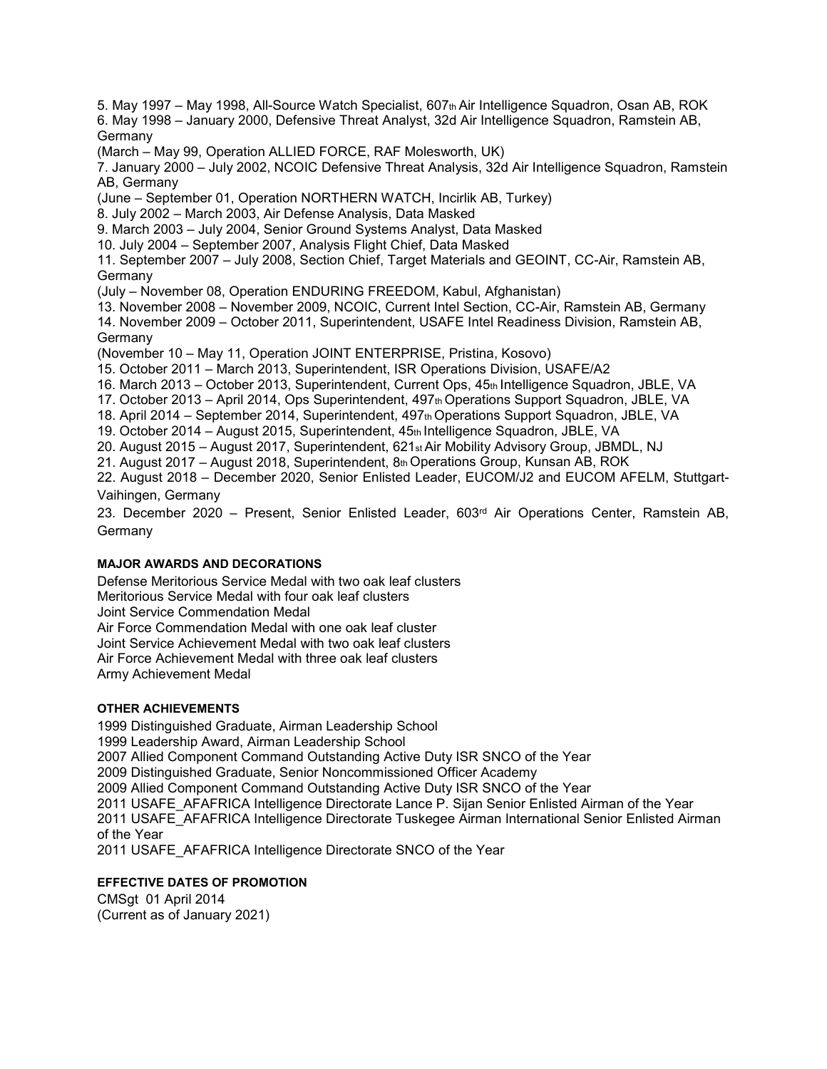5. May 1997 – May 1998, All-Source Watch Specialist, 607th Air Intelligence Squadron, Osan AB, ROK
6. May 1998 – January 2000, Defensive Threat Analyst, 32d Air Intelligence Squadron, Ramstein AB, Germany
(March – May 99, Operation ALLIED FORCE, RAF Molesworth, UK)
7. January 2000 – July 2002, NCOIC Defensive Threat Analysis, 32d Air Intelligence Squadron, Ramstein AB, Germany
(June – September 01, Operation NORTHERN WATCH, Incirlik AB, Turkey)
8. July 2002 – March 2003, Air Defense Analysis, Data Masked
9. March 2003 – July 2004, Senior Ground Systems Analyst, Data Masked
10. July 2004 – September 2007, Analysis Flight Chief, Data Masked
11. September 2007 – July 2008, Section Chief, Target Materials and GEOINT, CC-Air, Ramstein AB, Germany
(July – November 08, Operation ENDURING FREEDOM, Kabul, Afghanistan)
13. November 2008 – November 2009, NCOIC, Current Intel Section, CC-Air, Ramstein AB, Germany
14. November 2009 – October 2011, Superintendent, USAFE Intel Readiness Division, Ramstein AB, Germany
(November 10 – May 11, Operation JOINT ENTERPRISE, Pristina, Kosovo)
15. October 2011 – March 2013, Superintendent, ISR Operations Division, USAFE/A2
16. March 2013 – October 2013, Superintendent, Current Ops, 45th Intelligence Squadron, JBLE, VA
17. October 2013 – April 2014, Ops Superintendent, 497th Operations Support Squadron, JBLE, VA
18. April 2014 – September 2014, Superintendent, 497th Operations Support Squadron, JBLE, VA
19. October 2014 – August 2015, Superintendent, 45th Intelligence Squadron, JBLE, VA
20. August 2015 – August 2017, Superintendent, 621st Air Mobility Advisory Group, JBMDL, NJ
21. August 2017 – August 2018, Superintendent, 8th Operations Group, Kunsan AB, ROK
22. August 2018 – December 2020, Senior Enlisted Leader, EUCOM/J2 and EUCOM AFELM, Stuttgart-Vaihingen, Germany
23. December 2020 – Present, Senior Enlisted Leader, 603rd Air Operations Center, Ramstein AB, Germany

**MAJOR AWARDS AND DECORATIONS**

Defense Meritorious Service Medal with two oak leaf clusters
Meritorious Service Medal with four oak leaf clusters
Joint Service Commendation Medal
Air Force Commendation Medal with one oak leaf cluster
Joint Service Achievement Medal with two oak leaf clusters
Air Force Achievement Medal with three oak leaf clusters
Army Achievement Medal

**OTHER ACHIEVEMENTS**

1999 Distinguished Graduate, Airman Leadership School
1999 Leadership Award, Airman Leadership School
2007 Allied Component Command Outstanding Active Duty ISR SNCO of the Year
2009 Distinguished Graduate, Senior Noncommissioned Officer Academy
2009 Allied Component Command Outstanding Active Duty ISR SNCO of the Year
2011 USAFE_AFAFRICA Intelligence Directorate Lance P. Sijan Senior Enlisted Airman of the Year
2011 USAFE_AFAFRICA Intelligence Directorate Tuskegee Airman International Senior Enlisted Airman of the Year
2011 USAFE_AFAFRICA Intelligence Directorate SNCO of the Year

**EFFECTIVE DATES OF PROMOTION**

CMSgt 01 April 2014
(Current as of January 2021)